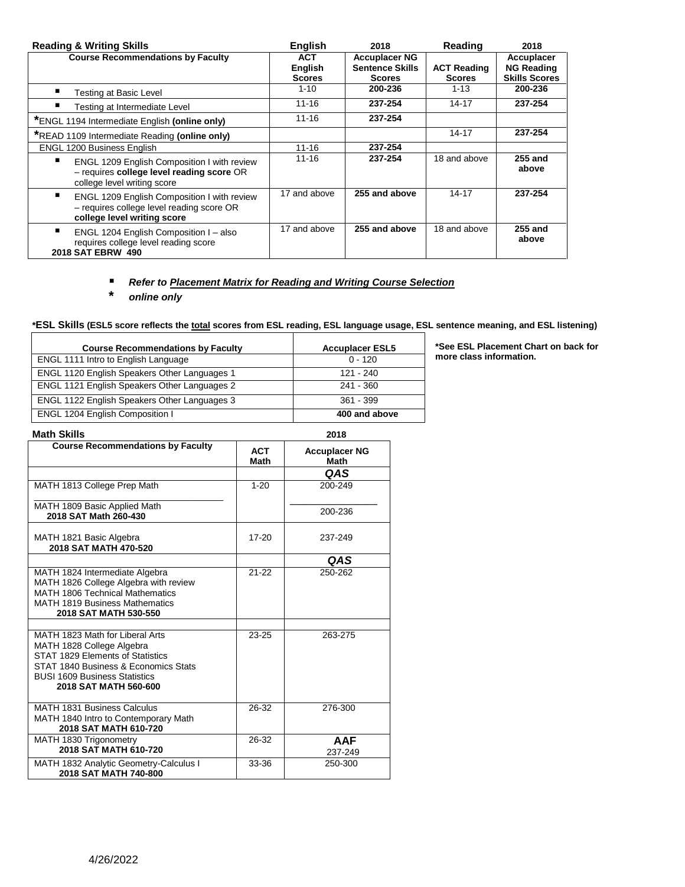**Reading & Writing Skills**

| Course Recommendations by Faculty | English ACT English Scores | 2018 Accuplacer NG Sentence Skills Scores | Reading ACT Reading Scores | 2018 Accuplacer NG Reading Skills Scores |
|---|---|---|---|---|
| ▪ Testing at Basic Level | 1-10 | **200-236** | 1-13 | **200-236** |
| ▪ Testing at Intermediate Level | 11-16 | **237-254** | 14-17 | **237-254** |
| *ENGL 1194 Intermediate English **(online only)** | 11-16 | **237-254** | | |
| *READ 1109 Intermediate Reading **(online only)** | | | 14-17 | **237-254** |
| ENGL 1200 Business English | 11-16 | **237-254** | | |
| ▪ ENGL 1209 English Composition I with review – requires **college level reading score** OR college level writing score | 11-16 | **237-254** | 18 and above | **255 and above** |
| ▪ ENGL 1209 English Composition I with review – requires college level reading score OR **college level writing score** | 17 and above | **255 and above** | 14-17 | **237-254** |
| ▪ ENGL 1204 English Composition I – also requires college level reading score **2018 SAT EBRW 490** | 17 and above | **255 and above** | 18 and above | **255 and above** |

▪ ***Refer to <u>Placement Matrix for Reading and Writing Course Selection</u>***

\* ***online only***

**\*ESL Skills (ESL5 score reflects the <u>total</u> scores from ESL reading, ESL language usage, ESL sentence meaning, and ESL listening)**

| Course Recommendations by Faculty | Accuplacer ESL5 |
|---|---|
| ENGL 1111 Intro to English Language | 0 - 120 |
| ENGL 1120 English Speakers Other Languages 1 | 121 - 240 |
| ENGL 1121 English Speakers Other Languages 2 | 241 - 360 |
| ENGL 1122 English Speakers Other Languages 3 | 361 - 399 |
| ENGL 1204 English Composition I | **400 and above** |

**\*See ESL Placement Chart on back for more class information.**

**Math Skills**

| Course Recommendations by Faculty | ACT Math | 2018 Accuplacer NG Math |
|---|---|---|
| | | ***QAS*** |
| MATH 1813 College Prep Math | 1-20 | 200-249 |
| MATH 1809 Basic Applied Math **2018 SAT Math 260-430** | | 200-236 |
| MATH 1821 Basic Algebra **2018 SAT MATH 470-520** | 17-20 | 237-249 |
| | | ***QAS*** |
| MATH 1824 Intermediate Algebra<br>MATH 1826 College Algebra with review<br>MATH 1806 Technical Mathematics<br>MATH 1819 Business Mathematics<br>**2018 SAT MATH 530-550** | 21-22 | 250-262 |
| | | |
| MATH 1823 Math for Liberal Arts<br>MATH 1828 College Algebra<br>STAT 1829 Elements of Statistics<br>STAT 1840 Business & Economics Stats<br>BUSI 1609 Business Statistics<br>**2018 SAT MATH 560-600** | 23-25 | 263-275 |
| MATH 1831 Business Calculus<br>MATH 1840 Intro to Contemporary Math<br>**2018 SAT MATH 610-720** | 26-32 | 276-300 |
| MATH 1830 Trigonometry<br>**2018 SAT MATH 610-720** | 26-32 | **AAF** 237-249 |
| MATH 1832 Analytic Geometry-Calculus I<br>**2018 SAT MATH 740-800** | 33-36 | 250-300 |

4/26/2022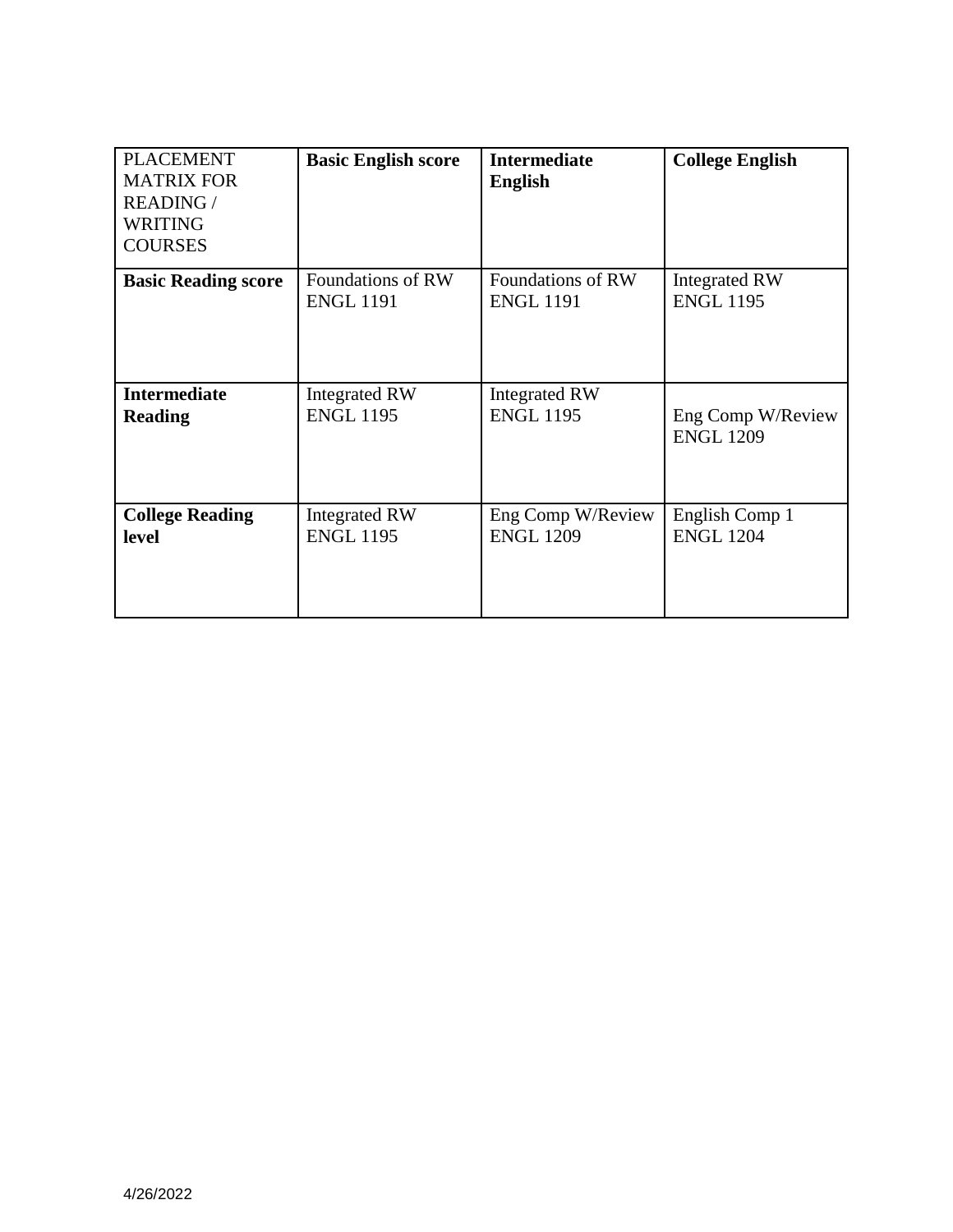| PLACEMENT MATRIX FOR READING / WRITING COURSES | **Basic English score** | **Intermediate English** | **College English** |
| --- | --- | --- | --- |
| **Basic Reading score** | Foundations of RW ENGL 1191 | Foundations of RW ENGL 1191 | Integrated RW ENGL 1195 |
| **Intermediate Reading** | Integrated RW ENGL 1195 | Integrated RW ENGL 1195 | Eng Comp W/Review ENGL 1209 |
| **College Reading level** | Integrated RW ENGL 1195 | Eng Comp W/Review ENGL 1209 | English Comp 1 ENGL 1204 |

4/26/2022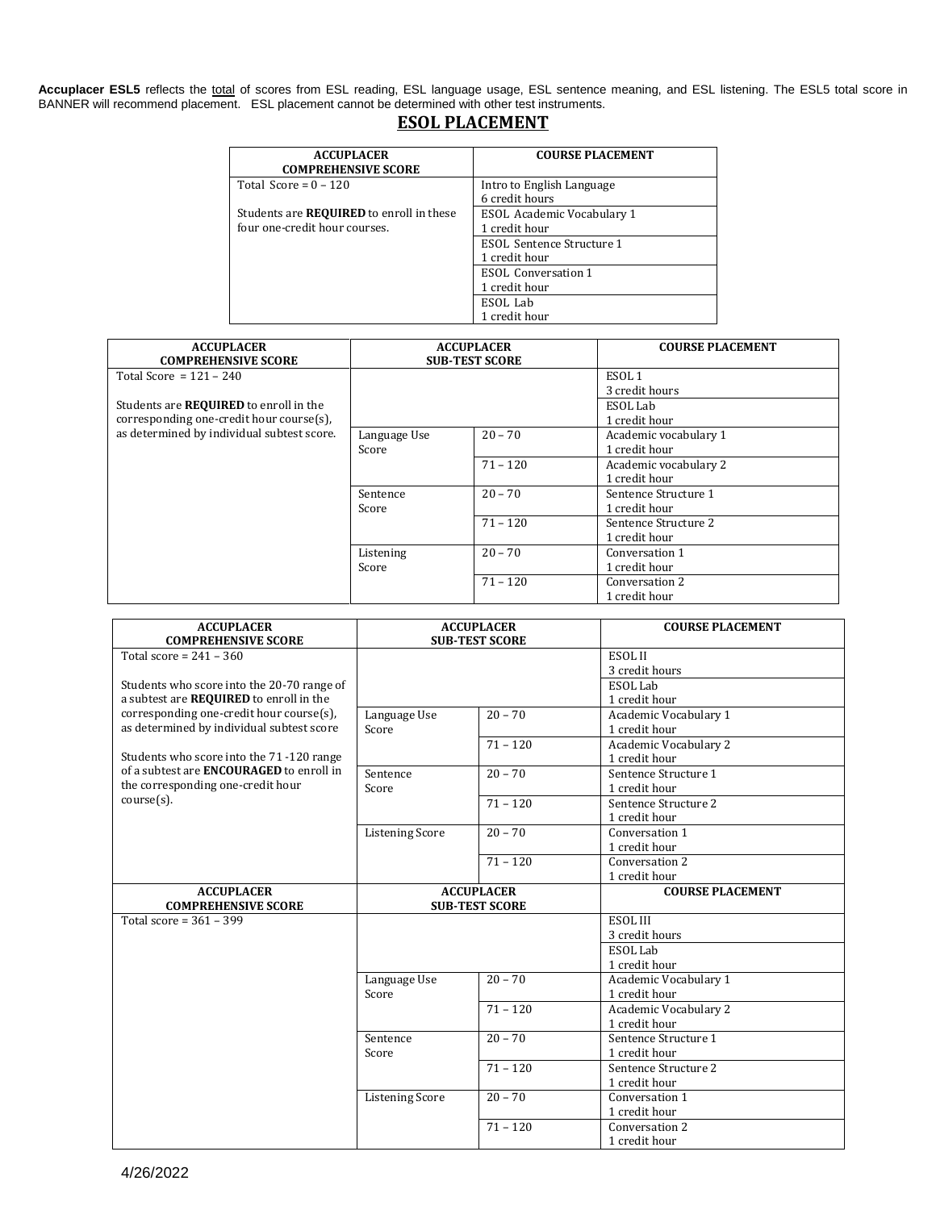**Accuplacer ESL5** reflects the total of scores from ESL reading, ESL language usage, ESL sentence meaning, and ESL listening. The ESL5 total score in BANNER will recommend placement. ESL placement cannot be determined with other test instruments.

## ESOL PLACEMENT

| ACCUPLACER COMPREHENSIVE SCORE | COURSE PLACEMENT |
|---|---|
| Total Score = 0 – 120<br><br>Students are **REQUIRED** to enroll in these four one-credit hour courses. | Intro to English Language<br>6 credit hours |
| | ESOL Academic Vocabulary 1<br>1 credit hour |
| | ESOL Sentence Structure 1<br>1 credit hour |
| | ESOL Conversation 1<br>1 credit hour |
| | ESOL Lab<br>1 credit hour |

| ACCUPLACER COMPREHENSIVE SCORE | ACCUPLACER SUB-TEST SCORE | | COURSE PLACEMENT |
|---|---|---|---|
| Total Score = 121 – 240<br><br>Students are **REQUIRED** to enroll in the corresponding one-credit hour course(s), as determined by individual subtest score. | | | ESOL 1<br>3 credit hours |
| | | | ESOL Lab<br>1 credit hour |
| | Language Use Score | 20 – 70 | Academic vocabulary 1<br>1 credit hour |
| | | 71 – 120 | Academic vocabulary 2<br>1 credit hour |
| | Sentence Score | 20 – 70 | Sentence Structure 1<br>1 credit hour |
| | | 71 – 120 | Sentence Structure 2<br>1 credit hour |
| | Listening Score | 20 – 70 | Conversation 1<br>1 credit hour |
| | | 71 – 120 | Conversation 2<br>1 credit hour |

| ACCUPLACER COMPREHENSIVE SCORE | ACCUPLACER SUB-TEST SCORE | | COURSE PLACEMENT |
|---|---|---|---|
| Total score = 241 – 360<br><br>Students who score into the 20-70 range of a subtest are **REQUIRED** to enroll in the corresponding one-credit hour course(s), as determined by individual subtest score<br><br>Students who score into the 71 -120 range of a subtest are **ENCOURAGED** to enroll in the corresponding one-credit hour course(s). | | | ESOL II<br>3 credit hours |
| | | | ESOL Lab<br>1 credit hour |
| | Language Use Score | 20 – 70 | Academic Vocabulary 1<br>1 credit hour |
| | | 71 – 120 | Academic Vocabulary 2<br>1 credit hour |
| | Sentence Score | 20 – 70 | Sentence Structure 1<br>1 credit hour |
| | | 71 – 120 | Sentence Structure 2<br>1 credit hour |
| | Listening Score | 20 – 70 | Conversation 1<br>1 credit hour |
| | | 71 – 120 | Conversation 2<br>1 credit hour |
| **ACCUPLACER COMPREHENSIVE SCORE** | **ACCUPLACER SUB-TEST SCORE** | | **COURSE PLACEMENT** |
| Total score = 361 – 399 | | | ESOL III<br>3 credit hours |
| | | | ESOL Lab<br>1 credit hour |
| | Language Use Score | 20 – 70 | Academic Vocabulary 1<br>1 credit hour |
| | | 71 – 120 | Academic Vocabulary 2<br>1 credit hour |
| | Sentence Score | 20 – 70 | Sentence Structure 1<br>1 credit hour |
| | | 71 – 120 | Sentence Structure 2<br>1 credit hour |
| | Listening Score | 20 – 70 | Conversation 1<br>1 credit hour |
| | | 71 – 120 | Conversation 2<br>1 credit hour |

4/26/2022